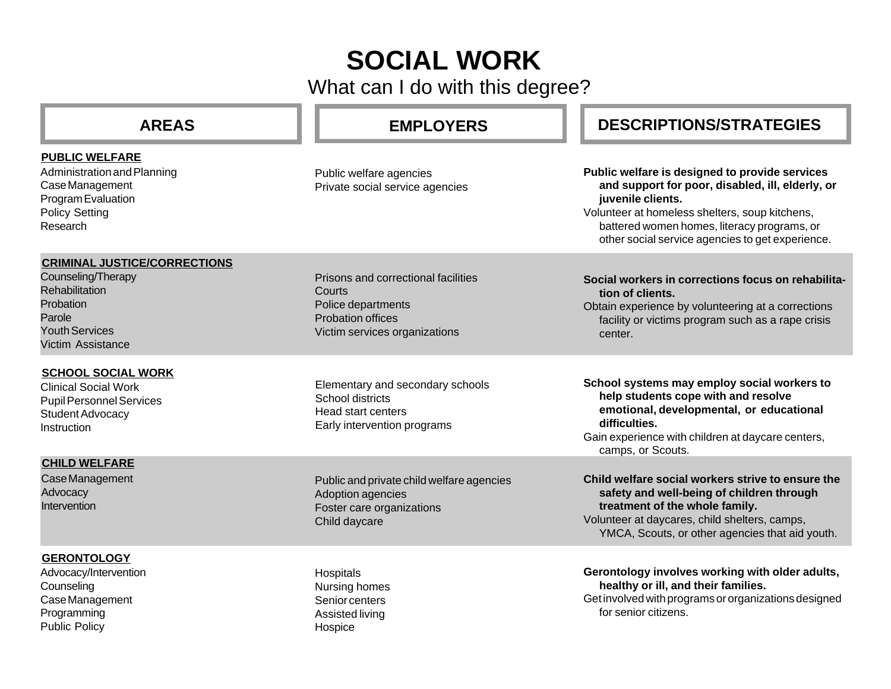# SOCIAL WORK

What can I do with this degree?

| AREAS | EMPLOYERS | DESCRIPTIONS/STRATEGIES |
| --- | --- | --- |
| **PUBLIC WELFARE**<br>Administration and Planning<br>Case Management<br>Program Evaluation<br>Policy Setting<br>Research | Public welfare agencies<br>Private social service agencies | **Public welfare is designed to provide services and support for poor, disabled, ill, elderly, or juvenile clients.**<br>Volunteer at homeless shelters, soup kitchens, battered women homes, literacy programs, or other social service agencies to get experience. |
| **CRIMINAL JUSTICE/CORRECTIONS**<br>Counseling/Therapy<br>Rehabilitation<br>Probation<br>Parole<br>Youth Services<br>Victim Assistance | Prisons and correctional facilities<br>Courts<br>Police departments<br>Probation offices<br>Victim services organizations | **Social workers in corrections focus on rehabilitation of clients.**<br>Obtain experience by volunteering at a corrections facility or victims program such as a rape crisis center. |
| **SCHOOL SOCIAL WORK**<br>Clinical Social Work<br>Pupil Personnel Services<br>Student Advocacy<br>Instruction | Elementary and secondary schools<br>School districts<br>Head start centers<br>Early intervention programs | **School systems may employ social workers to help students cope with and resolve emotional, developmental, or educational difficulties.**<br>Gain experience with children at daycare centers, camps, or Scouts. |
| **CHILD WELFARE**<br>Case Management<br>Advocacy<br>Intervention | Public and private child welfare agencies<br>Adoption agencies<br>Foster care organizations<br>Child daycare | **Child welfare social workers strive to ensure the safety and well-being of children through treatment of the whole family.**<br>Volunteer at daycares, child shelters, camps, YMCA, Scouts, or other agencies that aid youth. |
| **GERONTOLOGY**<br>Advocacy/Intervention<br>Counseling<br>Case Management<br>Programming<br>Public Policy | Hospitals<br>Nursing homes<br>Senior centers<br>Assisted living<br>Hospice | **Gerontology involves working with older adults, healthy or ill, and their families.**<br>Get involved with programs or organizations designed for senior citizens. |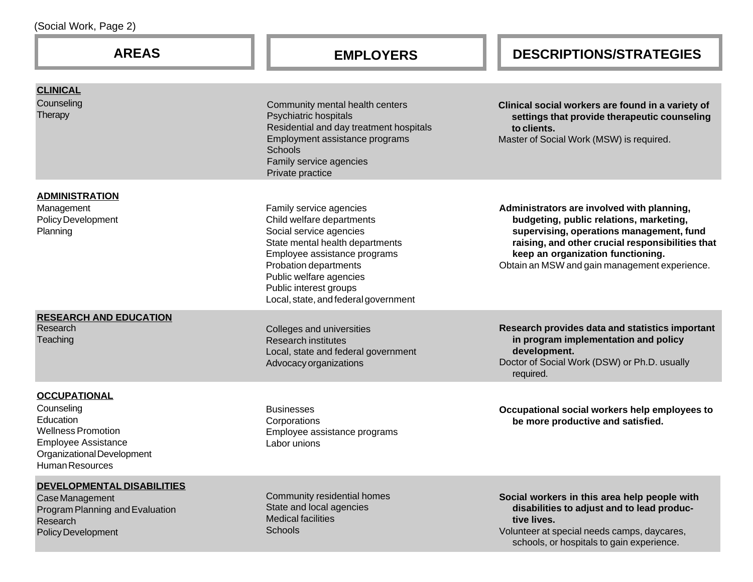(Social Work, Page 2)

| AREAS | EMPLOYERS | DESCRIPTIONS/STRATEGIES |
|---|---|---|
| **CLINICAL**<br>Counseling<br>Therapy | Community mental health centers<br>Psychiatric hospitals<br>Residential and day treatment hospitals<br>Employment assistance programs<br>Schools<br>Family service agencies<br>Private practice | **Clinical social workers are found in a variety of settings that provide therapeutic counseling to clients.**<br>Master of Social Work (MSW) is required. |
| **ADMINISTRATION**<br>Management<br>Policy Development<br>Planning | Family service agencies<br>Child welfare departments<br>Social service agencies<br>State mental health departments<br>Employee assistance programs<br>Probation departments<br>Public welfare agencies<br>Public interest groups<br>Local, state, and federal government | **Administrators are involved with planning, budgeting, public relations, marketing, supervising, operations management, fund raising, and other crucial responsibilities that keep an organization functioning.**<br>Obtain an MSW and gain management experience. |
| **RESEARCH AND EDUCATION**<br>Research<br>Teaching | Colleges and universities<br>Research institutes<br>Local, state and federal government<br>Advocacy organizations | **Research provides data and statistics important in program implementation and policy development.**<br>Doctor of Social Work (DSW) or Ph.D. usually required. |
| **OCCUPATIONAL**<br>Counseling<br>Education<br>Wellness Promotion<br>Employee Assistance<br>Organizational Development<br>Human Resources | Businesses<br>Corporations<br>Employee assistance programs<br>Labor unions | **Occupational social workers help employees to be more productive and satisfied.** |
| **DEVELOPMENTAL DISABILITIES**<br>Case Management<br>Program Planning and Evaluation<br>Research<br>Policy Development | Community residential homes<br>State and local agencies<br>Medical facilities<br>Schools | **Social workers in this area help people with disabilities to adjust and to lead productive lives.**<br>Volunteer at special needs camps, daycares, schools, or hospitals to gain experience. |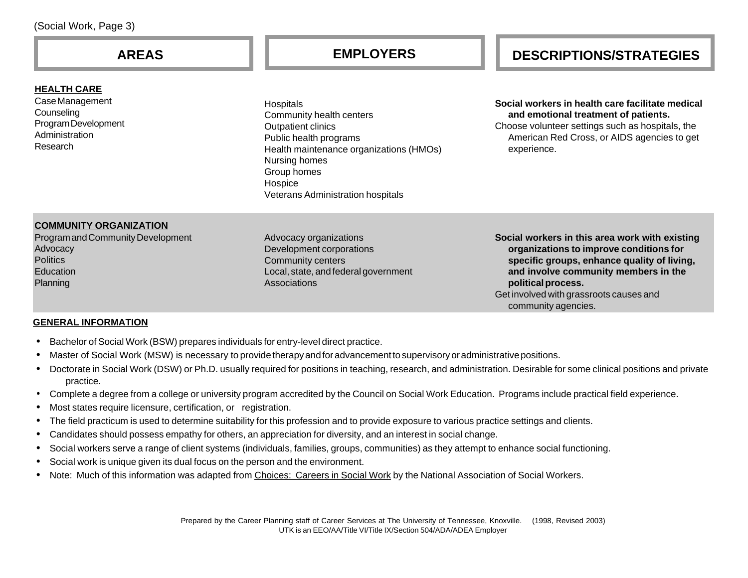| AREAS | EMPLOYERS | DESCRIPTIONS/STRATEGIES |
|---|---|---|
| **HEALTH CARE**<br>Case Management<br>Counseling<br>Program Development<br>Administration<br>Research | Hospitals<br>Community health centers<br>Outpatient clinics<br>Public health programs<br>Health maintenance organizations (HMOs)<br>Nursing homes<br>Group homes<br>Hospice<br>Veterans Administration hospitals | **Social workers in health care facilitate medical and emotional treatment of patients.**<br>Choose volunteer settings such as hospitals, the American Red Cross, or AIDS agencies to get experience. |
| **COMMUNITY ORGANIZATION**<br>Program and Community Development<br>Advocacy<br>Politics<br>Education<br>Planning | Advocacy organizations<br>Development corporations<br>Community centers<br>Local, state, and federal government<br>Associations | **Social workers in this area work with existing organizations to improve conditions for specific groups, enhance quality of living, and involve community members in the political process.**<br>Get involved with grassroots causes and community agencies. |

## GENERAL INFORMATION

- Bachelor of Social Work (BSW) prepares individuals for entry-level direct practice.
- Master of Social Work (MSW) is necessary to provide therapy and for advancement to supervisory or administrative positions.
- Doctorate in Social Work (DSW) or Ph.D. usually required for positions in teaching, research, and administration. Desirable for some clinical positions and private practice.
- Complete a degree from a college or university program accredited by the Council on Social Work Education. Programs include practical field experience.
- Most states require licensure, certification, or registration.
- The field practicum is used to determine suitability for this profession and to provide exposure to various practice settings and clients.
- Candidates should possess empathy for others, an appreciation for diversity, and an interest in social change.
- Social workers serve a range of client systems (individuals, families, groups, communities) as they attempt to enhance social functioning.
- Social work is unique given its dual focus on the person and the environment.
- Note: Much of this information was adapted from Choices: Careers in Social Work by the National Association of Social Workers.

Prepared by the Career Planning staff of Career Services at The University of Tennessee, Knoxville. (1998, Revised 2003)
UTK is an EEO/AA/Title VI/Title IX/Section 504/ADA/ADEA Employer